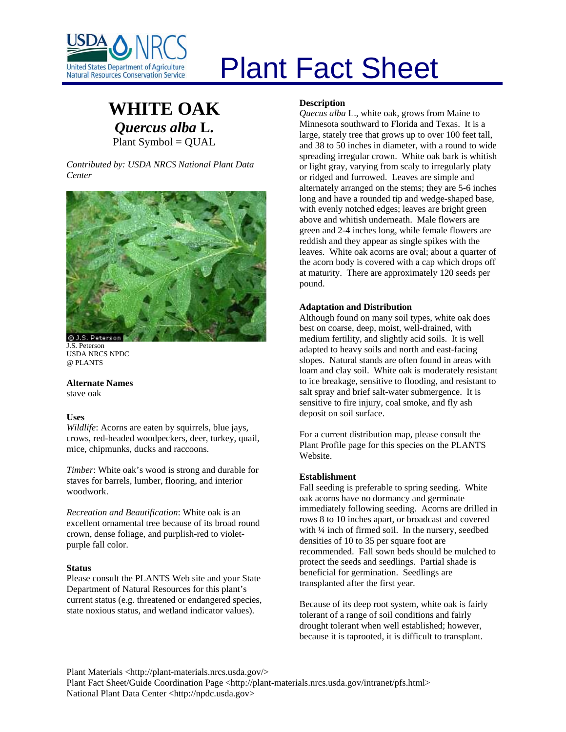# Plant Fact Sheet

## WHITE OAK
### *Quercus alba* L.
Plant Symbol = QUAL

*Contributed by: USDA NRCS National Plant Data Center*

J.S. Peterson
USDA NRCS NPDC
@ PLANTS

### Alternate Names
stave oak

### Uses
*Wildlife*: Acorns are eaten by squirrels, blue jays, crows, red-headed woodpeckers, deer, turkey, quail, mice, chipmunks, ducks and raccoons.

*Timber*: White oak's wood is strong and durable for staves for barrels, lumber, flooring, and interior woodwork.

*Recreation and Beautification*: White oak is an excellent ornamental tree because of its broad round crown, dense foliage, and purplish-red to violet-purple fall color.

### Status
Please consult the PLANTS Web site and your State Department of Natural Resources for this plant's current status (e.g. threatened or endangered species, state noxious status, and wetland indicator values).

### Description
*Quecus alba* L., white oak, grows from Maine to Minnesota southward to Florida and Texas. It is a large, stately tree that grows up to over 100 feet tall, and 38 to 50 inches in diameter, with a round to wide spreading irregular crown. White oak bark is whitish or light gray, varying from scaly to irregularly platy or ridged and furrowed. Leaves are simple and alternately arranged on the stems; they are 5-6 inches long and have a rounded tip and wedge-shaped base, with evenly notched edges; leaves are bright green above and whitish underneath. Male flowers are green and 2-4 inches long, while female flowers are reddish and they appear as single spikes with the leaves. White oak acorns are oval; about a quarter of the acorn body is covered with a cap which drops off at maturity. There are approximately 120 seeds per pound.

### Adaptation and Distribution
Although found on many soil types, white oak does best on coarse, deep, moist, well-drained, with medium fertility, and slightly acid soils. It is well adapted to heavy soils and north and east-facing slopes. Natural stands are often found in areas with loam and clay soil. White oak is moderately resistant to ice breakage, sensitive to flooding, and resistant to salt spray and brief salt-water submergence. It is sensitive to fire injury, coal smoke, and fly ash deposit on soil surface.

For a current distribution map, please consult the Plant Profile page for this species on the PLANTS Website.

### Establishment
Fall seeding is preferable to spring seeding. White oak acorns have no dormancy and germinate immediately following seeding. Acorns are drilled in rows 8 to 10 inches apart, or broadcast and covered with ¼ inch of firmed soil. In the nursery, seedbed densities of 10 to 35 per square foot are recommended. Fall sown beds should be mulched to protect the seeds and seedlings. Partial shade is beneficial for germination. Seedlings are transplanted after the first year.

Because of its deep root system, white oak is fairly tolerant of a range of soil conditions and fairly drought tolerant when well established; however, because it is taprooted, it is difficult to transplant.

Plant Materials <http://plant-materials.nrcs.usda.gov/>
Plant Fact Sheet/Guide Coordination Page <http://plant-materials.nrcs.usda.gov/intranet/pfs.html>
National Plant Data Center <http://npdc.usda.gov>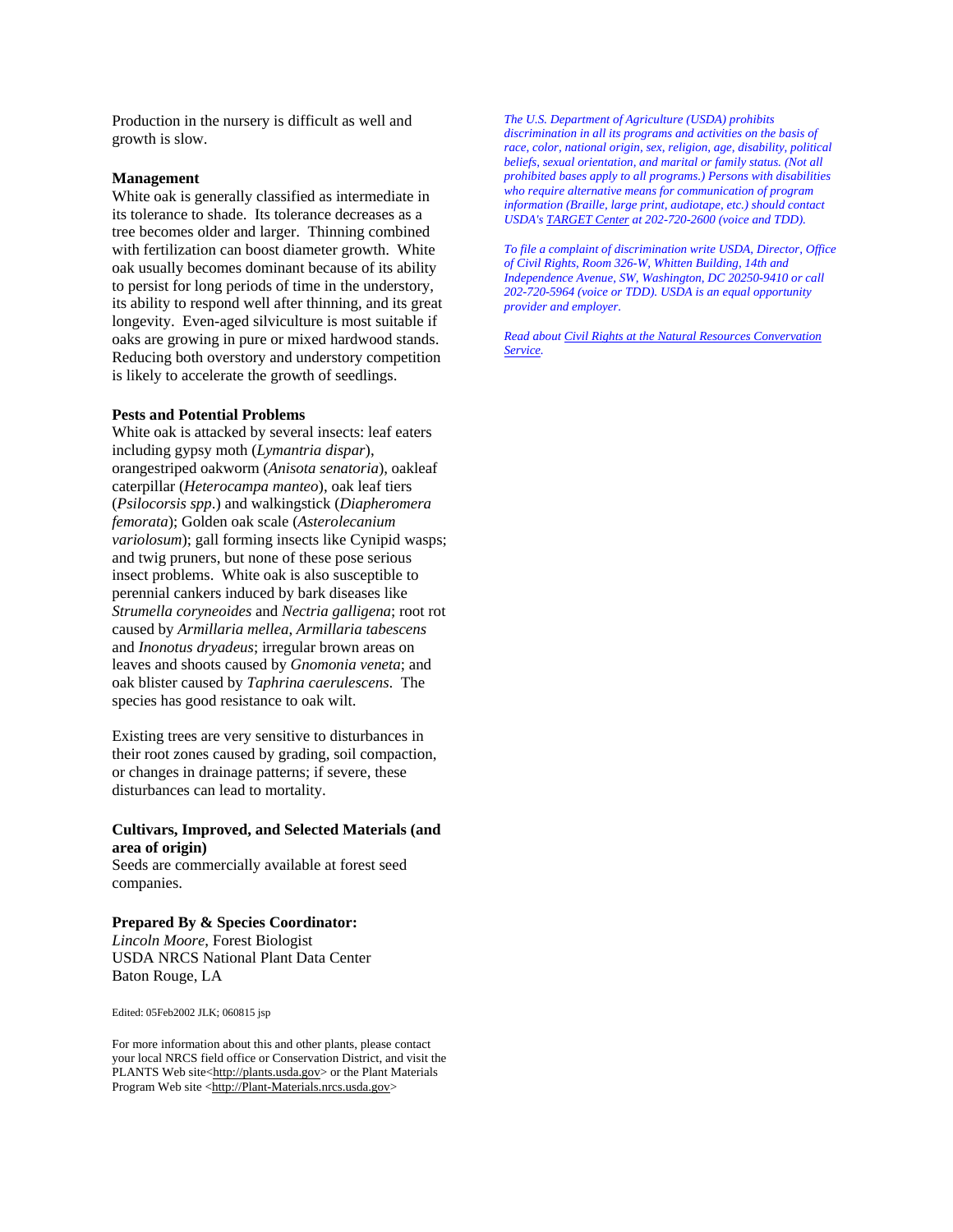Production in the nursery is difficult as well and growth is slow.

### Management

White oak is generally classified as intermediate in its tolerance to shade. Its tolerance decreases as a tree becomes older and larger. Thinning combined with fertilization can boost diameter growth. White oak usually becomes dominant because of its ability to persist for long periods of time in the understory, its ability to respond well after thinning, and its great longevity. Even-aged silviculture is most suitable if oaks are growing in pure or mixed hardwood stands. Reducing both overstory and understory competition is likely to accelerate the growth of seedlings.

### Pests and Potential Problems

White oak is attacked by several insects: leaf eaters including gypsy moth (*Lymantria dispar*), orangestriped oakworm (*Anisota senatoria*), oakleaf caterpillar (*Heterocampa manteo*), oak leaf tiers (*Psilocorsis spp*.) and walkingstick (*Diapheromera femorata*); Golden oak scale (*Asterolecanium variolosum*); gall forming insects like Cynipid wasps; and twig pruners, but none of these pose serious insect problems. White oak is also susceptible to perennial cankers induced by bark diseases like *Strumella coryneoides* and *Nectria galligena*; root rot caused by *Armillaria mellea*, *Armillaria tabescens* and *Inonotus dryadeus*; irregular brown areas on leaves and shoots caused by *Gnomonia veneta*; and oak blister caused by *Taphrina caerulescens*. The species has good resistance to oak wilt.

Existing trees are very sensitive to disturbances in their root zones caused by grading, soil compaction, or changes in drainage patterns; if severe, these disturbances can lead to mortality.

### Cultivars, Improved, and Selected Materials (and area of origin)

Seeds are commercially available at forest seed companies.

### Prepared By & Species Coordinator:

*Lincoln Moore*, Forest Biologist
USDA NRCS National Plant Data Center
Baton Rouge, LA

Edited: 05Feb2002 JLK; 060815 jsp

For more information about this and other plants, please contact your local NRCS field office or Conservation District, and visit the PLANTS Web site<http://plants.usda.gov> or the Plant Materials Program Web site <http://Plant-Materials.nrcs.usda.gov>

*The U.S. Department of Agriculture (USDA) prohibits discrimination in all its programs and activities on the basis of race, color, national origin, sex, religion, age, disability, political beliefs, sexual orientation, and marital or family status. (Not all prohibited bases apply to all programs.) Persons with disabilities who require alternative means for communication of program information (Braille, large print, audiotape, etc.) should contact USDA's TARGET Center at 202-720-2600 (voice and TDD).*

*To file a complaint of discrimination write USDA, Director, Office of Civil Rights, Room 326-W, Whitten Building, 14th and Independence Avenue, SW, Washington, DC 20250-9410 or call 202-720-5964 (voice or TDD). USDA is an equal opportunity provider and employer.*

*Read about Civil Rights at the Natural Resources Convervation Service.*